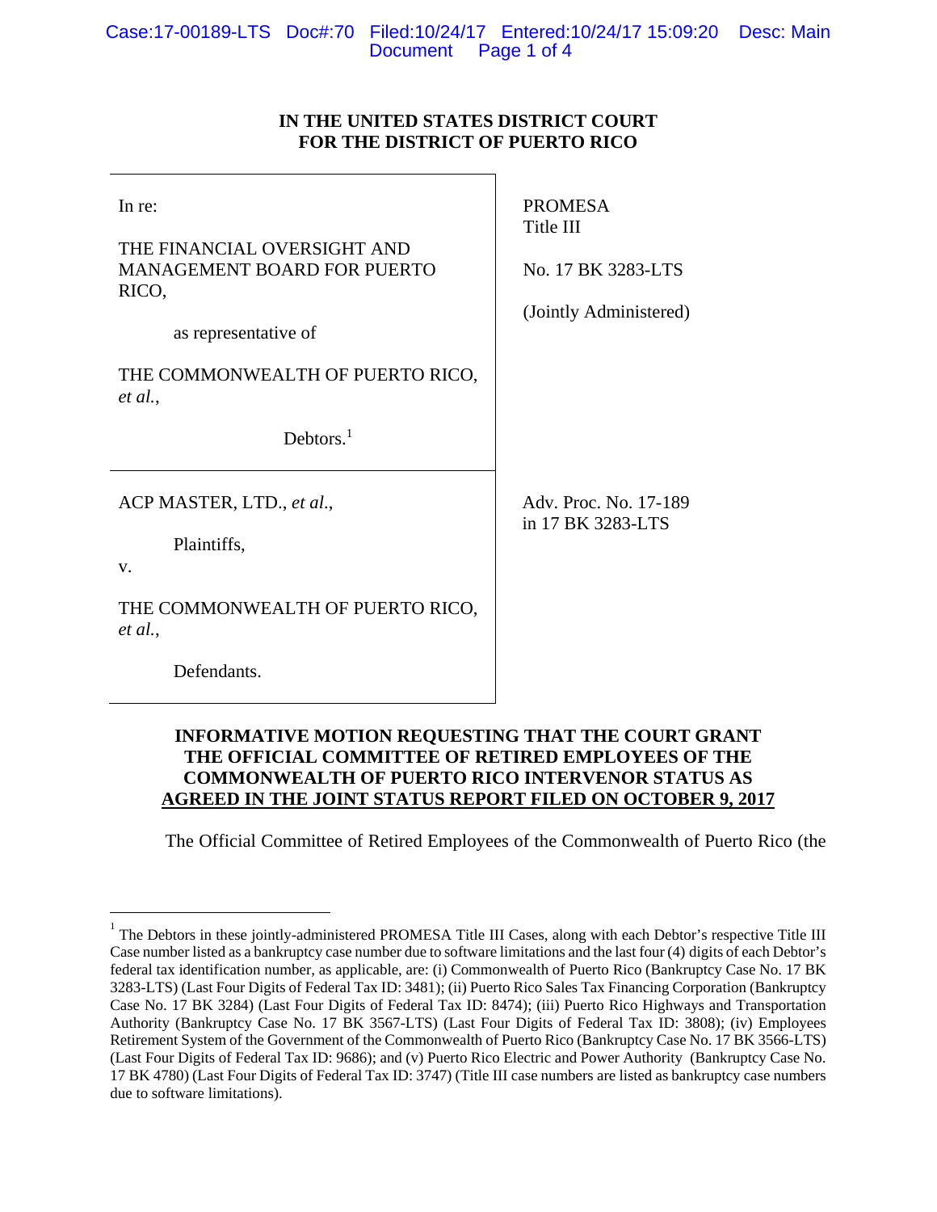**IN THE UNITED STATES DISTRICT COURT**
**FOR THE DISTRICT OF PUERTO RICO**

| | |
|---|---|
| In re:<br><br>THE FINANCIAL OVERSIGHT AND MANAGEMENT BOARD FOR PUERTO RICO,<br><br>as representative of<br><br>THE COMMONWEALTH OF PUERTO RICO, *et al.*,<br><br>Debtors.[1] | PROMESA<br>Title III<br><br>No. 17 BK 3283-LTS<br><br>(Jointly Administered) |
| ACP MASTER, LTD., *et al*.,<br><br>Plaintiffs,<br><br>v.<br><br>THE COMMONWEALTH OF PUERTO RICO, *et al.*,<br><br>Defendants. | Adv. Proc. No. 17-189<br>in 17 BK 3283-LTS |

**INFORMATIVE MOTION REQUESTING THAT THE COURT GRANT THE OFFICIAL COMMITTEE OF RETIRED EMPLOYEES OF THE COMMONWEALTH OF PUERTO RICO INTERVENOR STATUS AS AGREED IN THE JOINT STATUS REPORT FILED ON OCTOBER 9, 2017**

The Official Committee of Retired Employees of the Commonwealth of Puerto Rico (the

---

[1] The Debtors in these jointly-administered PROMESA Title III Cases, along with each Debtor's respective Title III Case number listed as a bankruptcy case number due to software limitations and the last four (4) digits of each Debtor's federal tax identification number, as applicable, are: (i) Commonwealth of Puerto Rico (Bankruptcy Case No. 17 BK 3283-LTS) (Last Four Digits of Federal Tax ID: 3481); (ii) Puerto Rico Sales Tax Financing Corporation (Bankruptcy Case No. 17 BK 3284) (Last Four Digits of Federal Tax ID: 8474); (iii) Puerto Rico Highways and Transportation Authority (Bankruptcy Case No. 17 BK 3567-LTS) (Last Four Digits of Federal Tax ID: 3808); (iv) Employees Retirement System of the Government of the Commonwealth of Puerto Rico (Bankruptcy Case No. 17 BK 3566-LTS) (Last Four Digits of Federal Tax ID: 9686); and (v) Puerto Rico Electric and Power Authority (Bankruptcy Case No. 17 BK 4780) (Last Four Digits of Federal Tax ID: 3747) (Title III case numbers are listed as bankruptcy case numbers due to software limitations).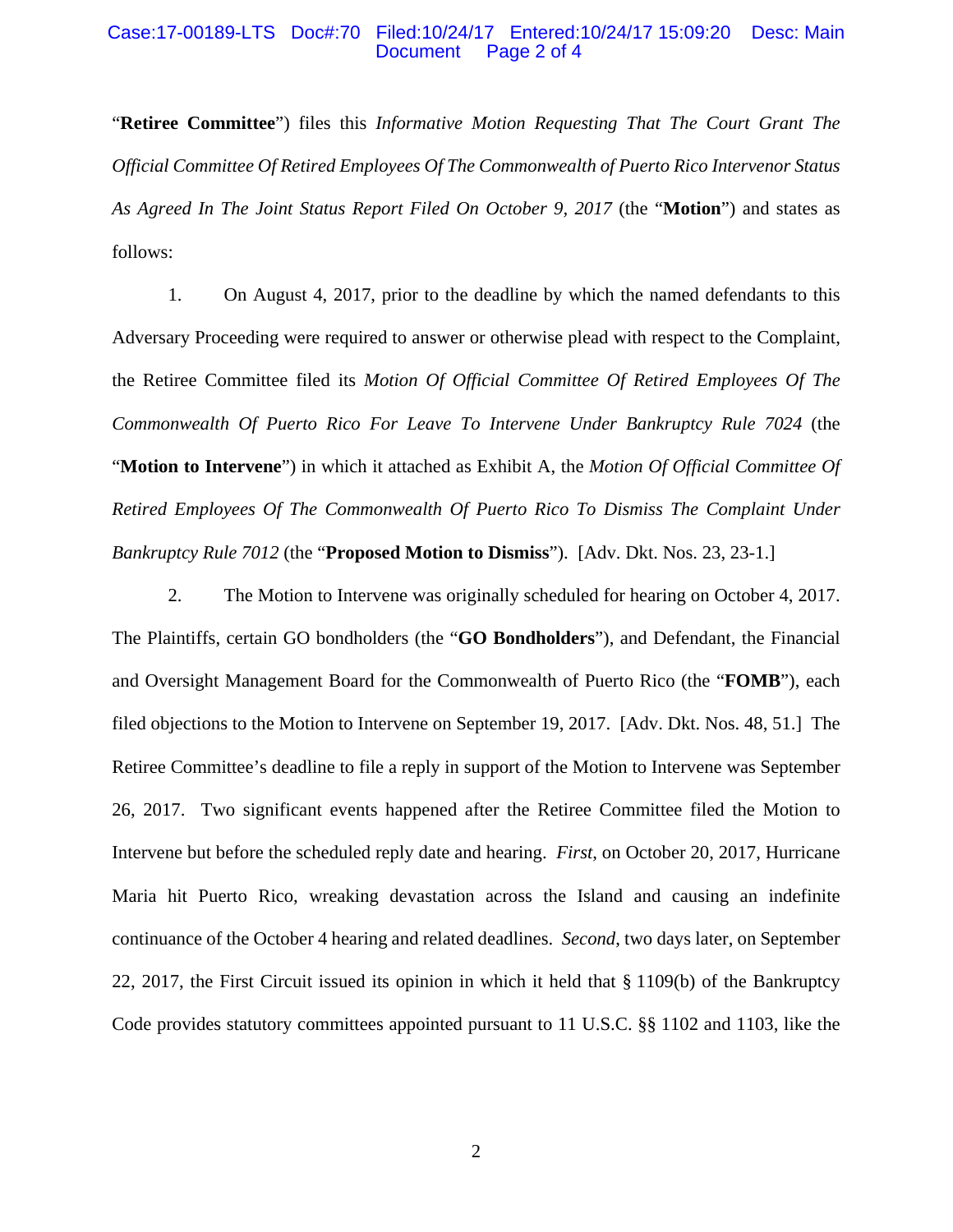"**Retiree Committee**") files this *Informative Motion Requesting That The Court Grant The Official Committee Of Retired Employees Of The Commonwealth of Puerto Rico Intervenor Status As Agreed In The Joint Status Report Filed On October 9, 2017* (the "**Motion**") and states as follows:

1. On August 4, 2017, prior to the deadline by which the named defendants to this Adversary Proceeding were required to answer or otherwise plead with respect to the Complaint, the Retiree Committee filed its *Motion Of Official Committee Of Retired Employees Of The Commonwealth Of Puerto Rico For Leave To Intervene Under Bankruptcy Rule 7024* (the "**Motion to Intervene**") in which it attached as Exhibit A, the *Motion Of Official Committee Of Retired Employees Of The Commonwealth Of Puerto Rico To Dismiss The Complaint Under Bankruptcy Rule 7012* (the "**Proposed Motion to Dismiss**"). [Adv. Dkt. Nos. 23, 23-1.]

2. The Motion to Intervene was originally scheduled for hearing on October 4, 2017. The Plaintiffs, certain GO bondholders (the "**GO Bondholders**"), and Defendant, the Financial and Oversight Management Board for the Commonwealth of Puerto Rico (the "**FOMB**"), each filed objections to the Motion to Intervene on September 19, 2017. [Adv. Dkt. Nos. 48, 51.] The Retiree Committee's deadline to file a reply in support of the Motion to Intervene was September 26, 2017. Two significant events happened after the Retiree Committee filed the Motion to Intervene but before the scheduled reply date and hearing. *First*, on October 20, 2017, Hurricane Maria hit Puerto Rico, wreaking devastation across the Island and causing an indefinite continuance of the October 4 hearing and related deadlines. *Second*, two days later, on September 22, 2017, the First Circuit issued its opinion in which it held that § 1109(b) of the Bankruptcy Code provides statutory committees appointed pursuant to 11 U.S.C. §§ 1102 and 1103, like the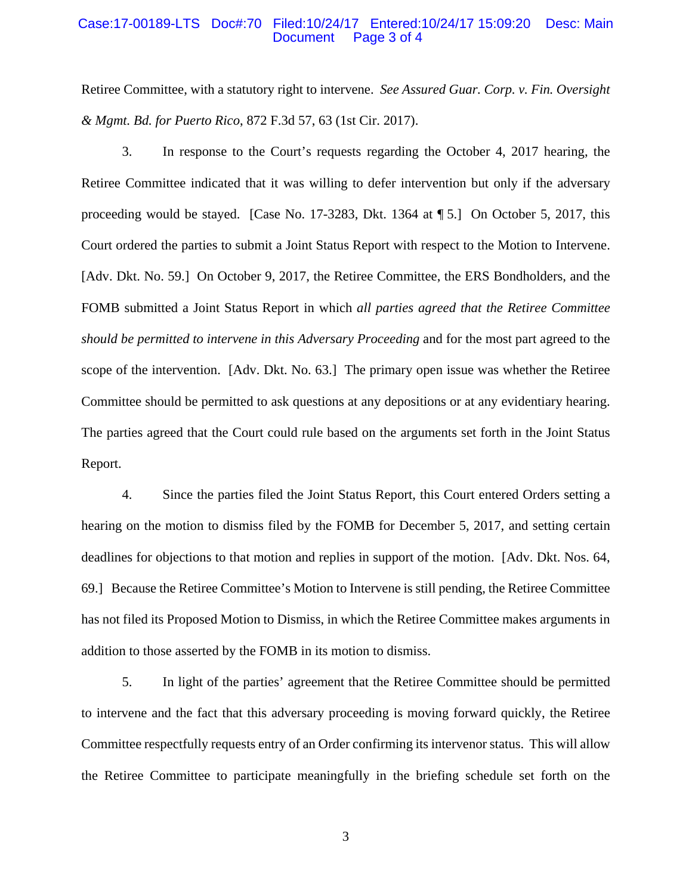Retiree Committee, with a statutory right to intervene. *See Assured Guar. Corp. v. Fin. Oversight & Mgmt. Bd. for Puerto Rico*, 872 F.3d 57, 63 (1st Cir. 2017).

3. In response to the Court's requests regarding the October 4, 2017 hearing, the Retiree Committee indicated that it was willing to defer intervention but only if the adversary proceeding would be stayed. [Case No. 17-3283, Dkt. 1364 at ¶ 5.] On October 5, 2017, this Court ordered the parties to submit a Joint Status Report with respect to the Motion to Intervene. [Adv. Dkt. No. 59.] On October 9, 2017, the Retiree Committee, the ERS Bondholders, and the FOMB submitted a Joint Status Report in which *all parties agreed that the Retiree Committee should be permitted to intervene in this Adversary Proceeding* and for the most part agreed to the scope of the intervention. [Adv. Dkt. No. 63.] The primary open issue was whether the Retiree Committee should be permitted to ask questions at any depositions or at any evidentiary hearing. The parties agreed that the Court could rule based on the arguments set forth in the Joint Status Report.

4. Since the parties filed the Joint Status Report, this Court entered Orders setting a hearing on the motion to dismiss filed by the FOMB for December 5, 2017, and setting certain deadlines for objections to that motion and replies in support of the motion. [Adv. Dkt. Nos. 64, 69.] Because the Retiree Committee's Motion to Intervene is still pending, the Retiree Committee has not filed its Proposed Motion to Dismiss, in which the Retiree Committee makes arguments in addition to those asserted by the FOMB in its motion to dismiss.

5. In light of the parties' agreement that the Retiree Committee should be permitted to intervene and the fact that this adversary proceeding is moving forward quickly, the Retiree Committee respectfully requests entry of an Order confirming its intervenor status. This will allow the Retiree Committee to participate meaningfully in the briefing schedule set forth on the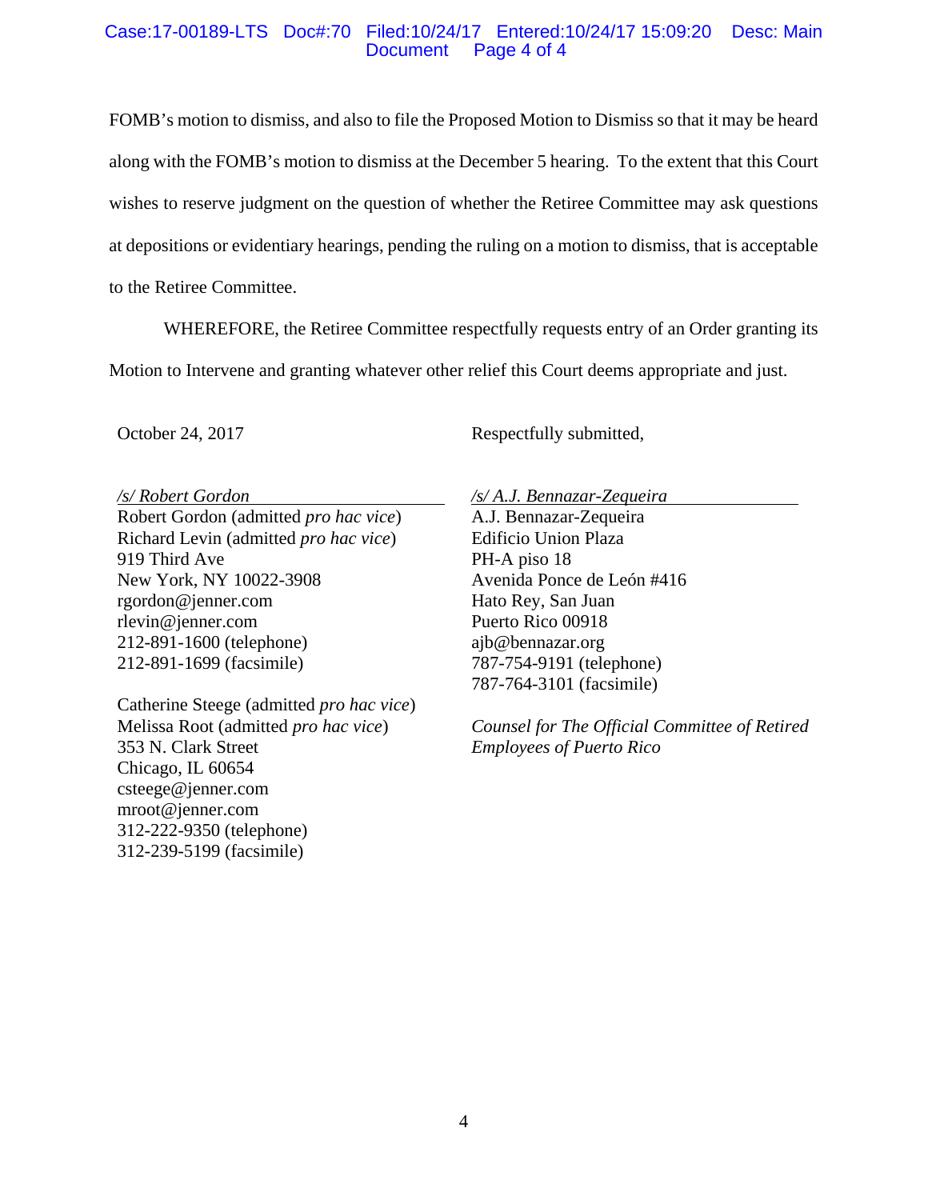FOMB's motion to dismiss, and also to file the Proposed Motion to Dismiss so that it may be heard along with the FOMB's motion to dismiss at the December 5 hearing. To the extent that this Court wishes to reserve judgment on the question of whether the Retiree Committee may ask questions at depositions or evidentiary hearings, pending the ruling on a motion to dismiss, that is acceptable to the Retiree Committee.

WHEREFORE, the Retiree Committee respectfully requests entry of an Order granting its Motion to Intervene and granting whatever other relief this Court deems appropriate and just.

October 24, 2017

Respectfully submitted,

*/s/ Robert Gordon*
Robert Gordon (admitted *pro hac vice*)
Richard Levin (admitted *pro hac vice*)
919 Third Ave
New York, NY 10022-3908
rgordon@jenner.com
rlevin@jenner.com
212-891-1600 (telephone)
212-891-1699 (facsimile)

Catherine Steege (admitted *pro hac vice*)
Melissa Root (admitted *pro hac vice*)
353 N. Clark Street
Chicago, IL 60654
csteege@jenner.com
mroot@jenner.com
312-222-9350 (telephone)
312-239-5199 (facsimile)

*/s/ A.J. Bennazar-Zequeira*
A.J. Bennazar-Zequeira
Edificio Union Plaza
PH-A piso 18
Avenida Ponce de León #416
Hato Rey, San Juan
Puerto Rico 00918
ajb@bennazar.org
787-754-9191 (telephone)
787-764-3101 (facsimile)

*Counsel for The Official Committee of Retired Employees of Puerto Rico*